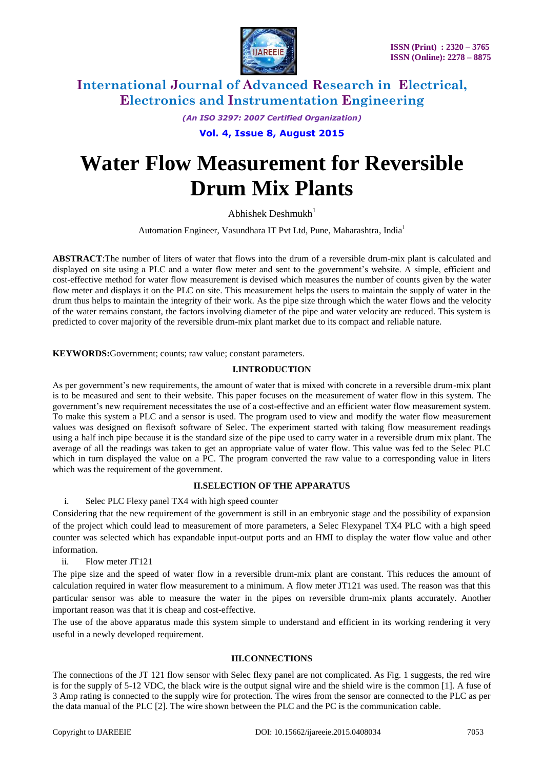# Water Flow Measurement for Reversible Drum Mix Plants

Abhishek Deshmukh[1]

Automation Engineer, Vasundhara IT Pvt Ltd, Pune, Maharashtra, India[1]

**ABSTRACT**:The number of liters of water that flows into the drum of a reversible drum-mix plant is calculated and displayed on site using a PLC and a water flow meter and sent to the government's website. A simple, efficient and cost-effective method for water flow measurement is devised which measures the number of counts given by the water flow meter and displays it on the PLC on site. This measurement helps the users to maintain the supply of water in the drum thus helps to maintain the integrity of their work. As the pipe size through which the water flows and the velocity of the water remains constant, the factors involving diameter of the pipe and water velocity are reduced. This system is predicted to cover majority of the reversible drum-mix plant market due to its compact and reliable nature.

**KEYWORDS:**Government; counts; raw value; constant parameters.

## I.INTRODUCTION

As per government's new requirements, the amount of water that is mixed with concrete in a reversible drum-mix plant is to be measured and sent to their website. This paper focuses on the measurement of water flow in this system. The government's new requirement necessitates the use of a cost-effective and an efficient water flow measurement system. To make this system a PLC and a sensor is used. The program used to view and modify the water flow measurement values was designed on flexisoft software of Selec. The experiment started with taking flow measurement readings using a half inch pipe because it is the standard size of the pipe used to carry water in a reversible drum mix plant. The average of all the readings was taken to get an appropriate value of water flow. This value was fed to the Selec PLC which in turn displayed the value on a PC. The program converted the raw value to a corresponding value in liters which was the requirement of the government.

## II.SELECTION OF THE APPARATUS

i. Selec PLC Flexy panel TX4 with high speed counter

Considering that the new requirement of the government is still in an embryonic stage and the possibility of expansion of the project which could lead to measurement of more parameters, a Selec Flexypanel TX4 PLC with a high speed counter was selected which has expandable input-output ports and an HMI to display the water flow value and other information.

ii. Flow meter JT121

The pipe size and the speed of water flow in a reversible drum-mix plant are constant. This reduces the amount of calculation required in water flow measurement to a minimum. A flow meter JT121 was used. The reason was that this particular sensor was able to measure the water in the pipes on reversible drum-mix plants accurately. Another important reason was that it is cheap and cost-effective.

The use of the above apparatus made this system simple to understand and efficient in its working rendering it very useful in a newly developed requirement.

## III.CONNECTIONS

The connections of the JT 121 flow sensor with Selec flexy panel are not complicated. As Fig. 1 suggests, the red wire is for the supply of 5-12 VDC, the black wire is the output signal wire and the shield wire is the common [1]. A fuse of 3 Amp rating is connected to the supply wire for protection. The wires from the sensor are connected to the PLC as per the data manual of the PLC [2]. The wire shown between the PLC and the PC is the communication cable.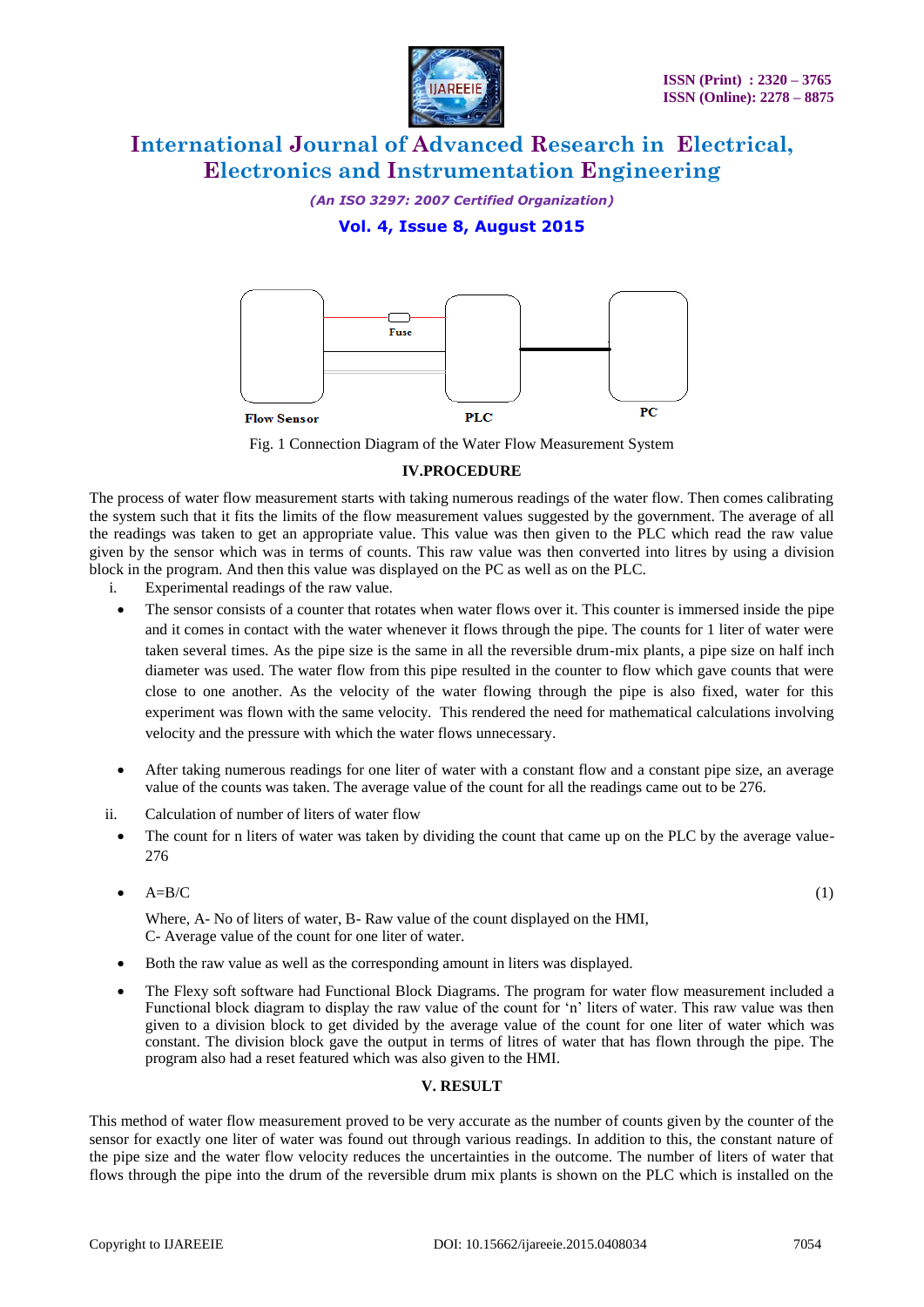Fig. 1 Connection Diagram of the Water Flow Measurement System

## IV.PROCEDURE

The process of water flow measurement starts with taking numerous readings of the water flow. Then comes calibrating the system such that it fits the limits of the flow measurement values suggested by the government. The average of all the readings was taken to get an appropriate value. This value was then given to the PLC which read the raw value given by the sensor which was in terms of counts. This raw value was then converted into litres by using a division block in the program. And then this value was displayed on the PC as well as on the PLC.

i. Experimental readings of the raw value.

- The sensor consists of a counter that rotates when water flows over it. This counter is immersed inside the pipe and it comes in contact with the water whenever it flows through the pipe. The counts for 1 liter of water were taken several times. As the pipe size is the same in all the reversible drum-mix plants, a pipe size on half inch diameter was used. The water flow from this pipe resulted in the counter to flow which gave counts that were close to one another. As the velocity of the water flowing through the pipe is also fixed, water for this experiment was flown with the same velocity. This rendered the need for mathematical calculations involving velocity and the pressure with which the water flows unnecessary.

- After taking numerous readings for one liter of water with a constant flow and a constant pipe size, an average value of the counts was taken. The average value of the count for all the readings came out to be 276.

ii. Calculation of number of liters of water flow

- The count for n liters of water was taken by dividing the count that came up on the PLC by the average value- 276

- $A=B/C$ (1)

  Where, A- No of liters of water, B- Raw value of the count displayed on the HMI,
  C- Average value of the count for one liter of water.

- Both the raw value as well as the corresponding amount in liters was displayed.

- The Flexy soft software had Functional Block Diagrams. The program for water flow measurement included a Functional block diagram to display the raw value of the count for 'n' liters of water. This raw value was then given to a division block to get divided by the average value of the count for one liter of water which was constant. The division block gave the output in terms of litres of water that has flown through the pipe. The program also had a reset featured which was also given to the HMI.

## V. RESULT

This method of water flow measurement proved to be very accurate as the number of counts given by the counter of the sensor for exactly one liter of water was found out through various readings. In addition to this, the constant nature of the pipe size and the water flow velocity reduces the uncertainties in the outcome. The number of liters of water that flows through the pipe into the drum of the reversible drum mix plants is shown on the PLC which is installed on the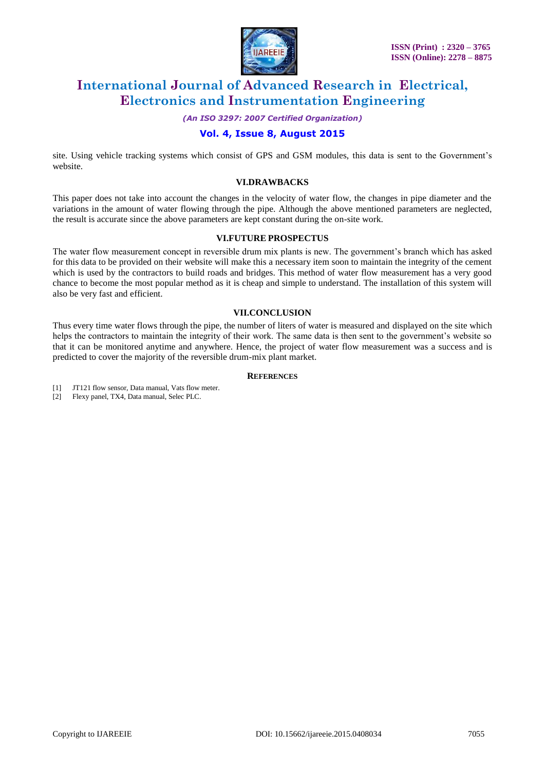site. Using vehicle tracking systems which consist of GPS and GSM modules, this data is sent to the Government's website.

## VI.DRAWBACKS

This paper does not take into account the changes in the velocity of water flow, the changes in pipe diameter and the variations in the amount of water flowing through the pipe. Although the above mentioned parameters are neglected, the result is accurate since the above parameters are kept constant during the on-site work.

## VI.FUTURE PROSPECTUS

The water flow measurement concept in reversible drum mix plants is new. The government's branch which has asked for this data to be provided on their website will make this a necessary item soon to maintain the integrity of the cement which is used by the contractors to build roads and bridges. This method of water flow measurement has a very good chance to become the most popular method as it is cheap and simple to understand. The installation of this system will also be very fast and efficient.

## VII.CONCLUSION

Thus every time water flows through the pipe, the number of liters of water is measured and displayed on the site which helps the contractors to maintain the integrity of their work. The same data is then sent to the government's website so that it can be monitored anytime and anywhere. Hence, the project of water flow measurement was a success and is predicted to cover the majority of the reversible drum-mix plant market.

## REFERENCES

[1] JT121 flow sensor, Data manual, Vats flow meter.
[2] Flexy panel, TX4, Data manual, Selec PLC.